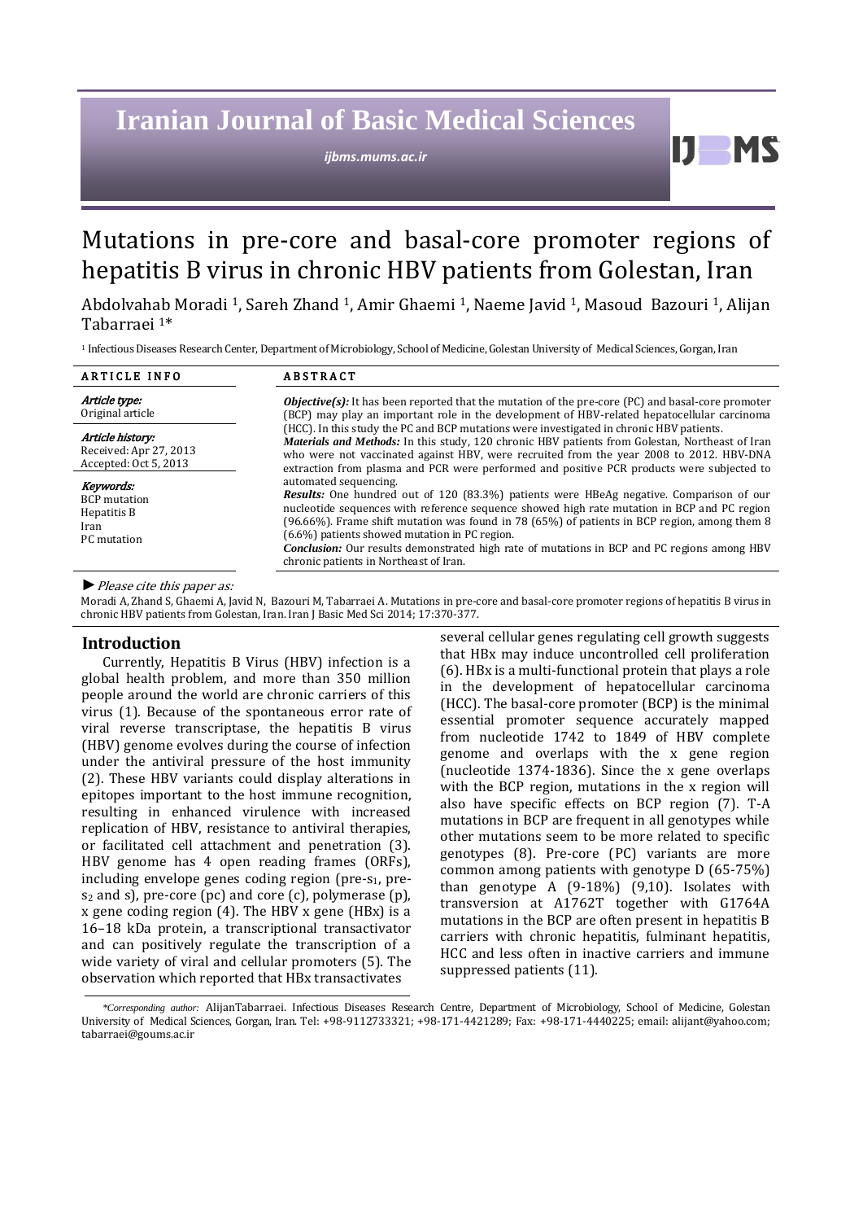# Mutations in pre-core and basal-core promoter regions of hepatitis B virus in chronic HBV patients from Golestan, Iran

Abdolvahab Moradi [1], Sareh Zhand [1], Amir Ghaemi [1], Naeme Javid [1], Masoud Bazouri [1], Alijan Tabarraei [1]*

[1] Infectious Diseases Research Center, Department of Microbiology, School of Medicine, Golestan University of Medical Sciences, Gorgan, Iran

**ARTICLE INFO**

*Article type:*
Original article

*Article history:*
Received: Apr 27, 2013
Accepted: Oct 5, 2013

*Keywords:*
BCP mutation
Hepatitis B
Iran
PC mutation

**ABSTRACT**

***Objective(s):*** It has been reported that the mutation of the pre-core (PC) and basal-core promoter (BCP) may play an important role in the development of HBV-related hepatocellular carcinoma (HCC). In this study the PC and BCP mutations were investigated in chronic HBV patients.

***Materials and Methods:*** In this study, 120 chronic HBV patients from Golestan, Northeast of Iran who were not vaccinated against HBV, were recruited from the year 2008 to 2012. HBV-DNA extraction from plasma and PCR were performed and positive PCR products were subjected to automated sequencing.

***Results:*** One hundred out of 120 (83.3%) patients were HBeAg negative. Comparison of our nucleotide sequences with reference sequence showed high rate mutation in BCP and PC region (96.66%). Frame shift mutation was found in 78 (65%) of patients in BCP region, among them 8 (6.6%) patients showed mutation in PC region.

***Conclusion:*** Our results demonstrated high rate of mutations in BCP and PC regions among HBV chronic patients in Northeast of Iran.

► *Please cite this paper as:*

Moradi A, Zhand S, Ghaemi A, Javid N, Bazouri M, Tabarraei A. Mutations in pre-core and basal-core promoter regions of hepatitis B virus in chronic HBV patients from Golestan, Iran. Iran J Basic Med Sci 2014; 17:370-377.

## Introduction

Currently, Hepatitis B Virus (HBV) infection is a global health problem, and more than 350 million people around the world are chronic carriers of this virus (1). Because of the spontaneous error rate of viral reverse transcriptase, the hepatitis B virus (HBV) genome evolves during the course of infection under the antiviral pressure of the host immunity (2). These HBV variants could display alterations in epitopes important to the host immune recognition, resulting in enhanced virulence with increased replication of HBV, resistance to antiviral therapies, or facilitated cell attachment and penetration (3). HBV genome has 4 open reading frames (ORFs), including envelope genes coding region (pre-$s_1$, pre-$s_2$ and s), pre-core (pc) and core (c), polymerase (p), x gene coding region (4). The HBV x gene (HBx) is a 16–18 kDa protein, a transcriptional transactivator and can positively regulate the transcription of a wide variety of viral and cellular promoters (5). The observation which reported that HBx transactivates several cellular genes regulating cell growth suggests that HBx may induce uncontrolled cell proliferation (6). HBx is a multi-functional protein that plays a role in the development of hepatocellular carcinoma (HCC). The basal-core promoter (BCP) is the minimal essential promoter sequence accurately mapped from nucleotide 1742 to 1849 of HBV complete genome and overlaps with the x gene region (nucleotide 1374-1836). Since the x gene overlaps with the BCP region, mutations in the x region will also have specific effects on BCP region (7). T-A mutations in BCP are frequent in all genotypes while other mutations seem to be more related to specific genotypes (8). Pre-core (PC) variants are more common among patients with genotype D (65-75%) than genotype A (9-18%) (9,10). Isolates with transversion at A1762T together with G1764A mutations in the BCP are often present in hepatitis B carriers with chronic hepatitis, fulminant hepatitis, HCC and less often in inactive carriers and immune suppressed patients (11).

*\*Corresponding author:* AlijanTabarraei. Infectious Diseases Research Centre, Department of Microbiology, School of Medicine, Golestan University of Medical Sciences, Gorgan, Iran. Tel: +98-9112733321; +98-171-4421289; Fax: +98-171-4440225; email: alijant@yahoo.com; tabarraei@goums.ac.ir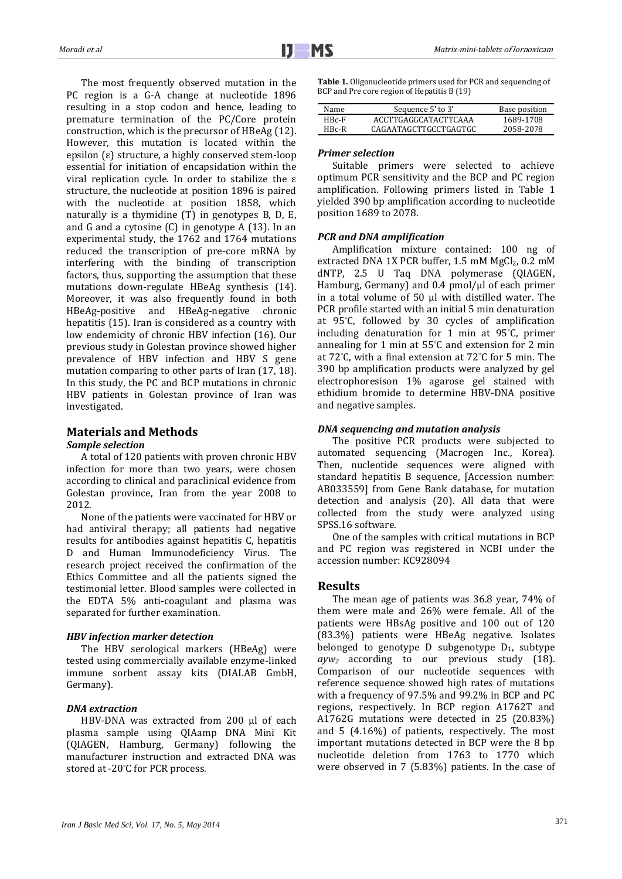The most frequently observed mutation in the PC region is a G-A change at nucleotide 1896 resulting in a stop codon and hence, leading to premature termination of the PC/Core protein construction, which is the precursor of HBeAg (12). However, this mutation is located within the epsilon (ε) structure, a highly conserved stem-loop essential for initiation of encapsidation within the viral replication cycle. In order to stabilize the ε structure, the nucleotide at position 1896 is paired with the nucleotide at position 1858, which naturally is a thymidine (T) in genotypes B, D, E, and G and a cytosine (C) in genotype A (13). In an experimental study, the 1762 and 1764 mutations reduced the transcription of pre-core mRNA by interfering with the binding of transcription factors, thus, supporting the assumption that these mutations down-regulate HBeAg synthesis (14). Moreover, it was also frequently found in both HBeAg-positive and HBeAg-negative chronic hepatitis (15). Iran is considered as a country with low endemicity of chronic HBV infection (16). Our previous study in Golestan province showed higher prevalence of HBV infection and HBV S gene mutation comparing to other parts of Iran (17, 18). In this study, the PC and BCP mutations in chronic HBV patients in Golestan province of Iran was investigated.

## Materials and Methods

### Sample selection

A total of 120 patients with proven chronic HBV infection for more than two years, were chosen according to clinical and paraclinical evidence from Golestan province, Iran from the year 2008 to 2012.

None of the patients were vaccinated for HBV or had antiviral therapy; all patients had negative results for antibodies against hepatitis C, hepatitis D and Human Immunodeficiency Virus. The research project received the confirmation of the Ethics Committee and all the patients signed the testimonial letter. Blood samples were collected in the EDTA 5% anti-coagulant and plasma was separated for further examination.

### *HBV infection marker detection*

The HBV serological markers (HBeAg) were tested using commercially available enzyme-linked immune sorbent assay kits (DIALAB GmbH, Germany).

### *DNA extraction*

HBV-DNA was extracted from 200 µl of each plasma sample using QIAmp DNA Mini Kit (QIAGEN, Hamburg, Germany) following the manufacturer instruction and extracted DNA was stored at -20°C for PCR process.

**Table 1.** Oligonucleotide primers used for PCR and sequencing of BCP and Pre core region of Hepatitis B (19)

| Name | Sequence 5' to 3' | Base position |
|---|---|---|
| HBc-F | ACCTTGAGGCATACTTCAAA | 1689-1708 |
| HBc-R | CAGAATAGCTTGCCTGAGTGC | 2058-2078 |

### *Primer selection*

Suitable primers were selected to achieve optimum PCR sensitivity and the BCP and PC region amplification. Following primers listed in Table 1 yielded 390 bp amplification according to nucleotide position 1689 to 2078.

### *PCR and DNA amplification*

Amplification mixture contained: 100 ng of extracted DNA 1X PCR buffer, 1.5 mM $MgCl_2$, 0.2 mM dNTP, 2.5 U Taq DNA polymerase (QIAGEN, Hamburg, Germany) and 0.4 pmol/µl of each primer in a total volume of 50 µl with distilled water. The PCR profile started with an initial 5 min denaturation at 95°C, followed by 30 cycles of amplification including denaturation for 1 min at 95°C, primer annealing for 1 min at 55°C and extension for 2 min at 72°C, with a final extension at 72°C for 5 min. The 390 bp amplification products were analyzed by gel electrophoresison 1% agarose gel stained with ethidium bromide to determine HBV-DNA positive and negative samples.

### *DNA sequencing and mutation analysis*

The positive PCR products were subjected to automated sequencing (Macrogen Inc., Korea). Then, nucleotide sequences were aligned with standard hepatitis B sequence, [Accession number: AB033559] from Gene Bank database, for mutation detection and analysis (20). All data that were collected from the study were analyzed using SPSS.16 software.

One of the samples with critical mutations in BCP and PC region was registered in NCBI under the accession number: KC928094

## Results

The mean age of patients was 36.8 year, 74% of them were male and 26% were female. All of the patients were HBsAg positive and 100 out of 120 (83.3%) patients were HBeAg negative. Isolates belonged to genotype D subgenotype $D_1$, subtype *ayw*$_2$ according to our previous study (18). Comparison of our nucleotide sequences with reference sequence showed high rates of mutations with a frequency of 97.5% and 99.2% in BCP and PC regions, respectively. In BCP region A1762T and A1762G mutations were detected in 25 (20.83%) and 5 (4.16%) of patients, respectively. The most important mutations detected in BCP were the 8 bp nucleotide deletion from 1763 to 1770 which were observed in 7 (5.83%) patients. In the case of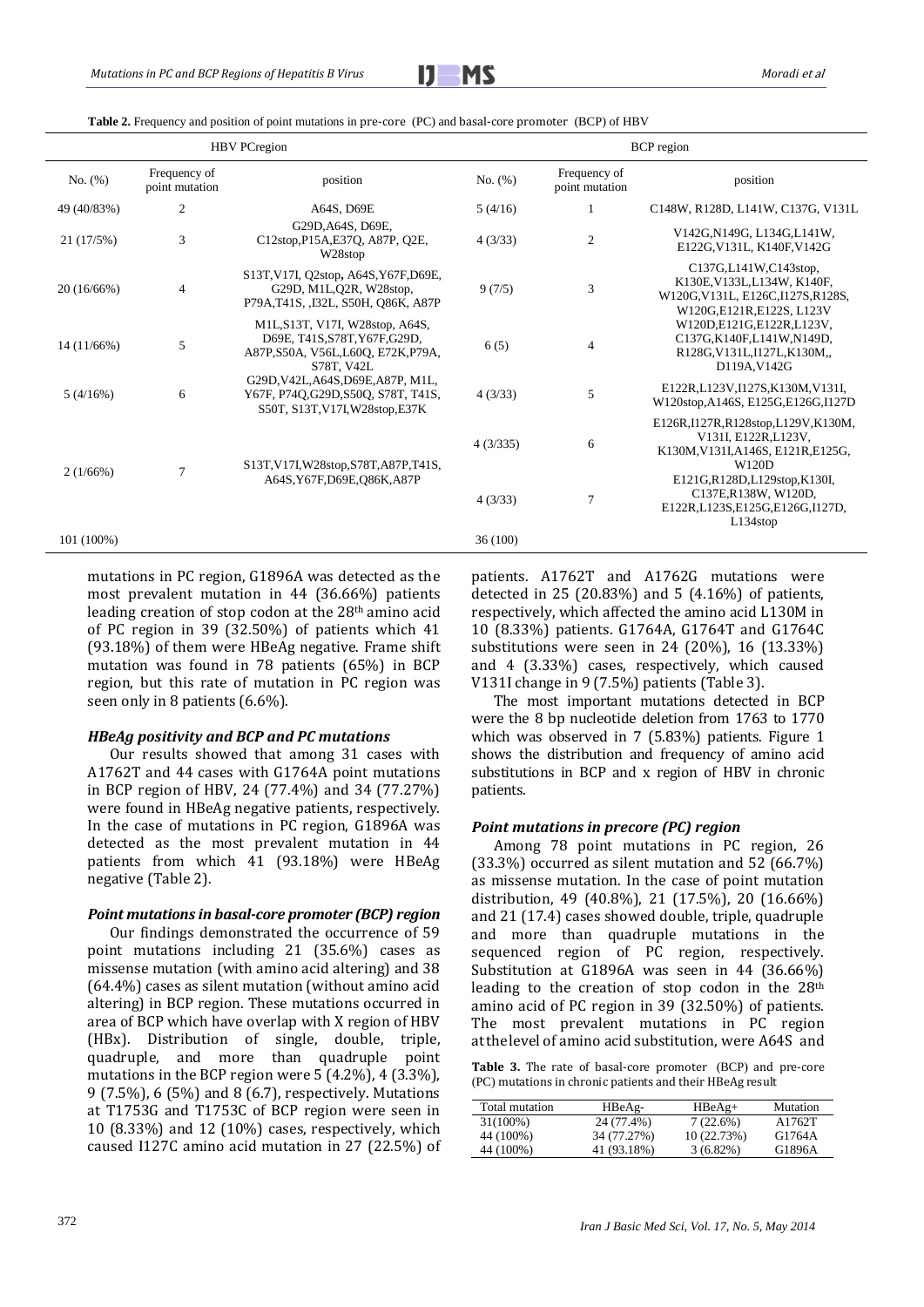**Table 2.** Frequency and position of point mutations in pre-core (PC) and basal-core promoter (BCP) of HBV

| HBV PCregion | | | BCP region | | |
|---|---|---|---|---|---|
| No. (%) | Frequency of point mutation | position | No. (%) | Frequency of point mutation | position |
| 49 (40/83%) | 2 | A64S, D69E | 5 (4/16) | 1 | C148W, R128D, L141W, C137G, V131L |
| 21 (17/5%) | 3 | G29D,A64S, D69E, C12stop,P15A,E37Q, A87P, Q2E, W28stop | 4 (3/33) | 2 | V142G,N149G, L134G,L141W, E122G,V131L, K140F,V142G |
| 20 (16/66%) | 4 | S13T,V17I, Q2stop, A64S,Y67F,D69E, G29D, M1L,Q2R, W28stop, P79A,T41S, ,I32L, S50H, Q86K, A87P | 9 (7/5) | 3 | C137G,L141W,C143stop, K130E,V133L,L134W, K140F, W120G,V131L, E126C,I127S,R128S, W120G,E121R,E122S, L123V |
| 14 (11/66%) | 5 | M1L,S13T, V17I, W28stop, A64S, D69E, T41S,S78T,Y67F,G29D, A87P,S50A, V56L,L60Q, E72K,P79A, S78T, V42L | 6 (5) | 4 | W120D,E121G,E122R,L123V, C137G,K140F,L141W,N149D, R128G,V131L,I127L,K130M,, D119A,V142G |
| 5 (4/16%) | 6 | G29D,V42L,A64S,D69E,A87P, M1L, Y67F, P74Q,G29D,S50Q, S78T, T41S, S50T, S13T,V17I,W28stop,E37K | 4 (3/33) | 5 | E122R,L123V,I127S,K130M,V131I, W120stop,A146S, E125G,E126G,I127D |
| 2 (1/66%) | 7 | S13T,V17I,W28stop,S78T,A87P,T41S, A64S,Y67F,D69E,Q86K,A87P | 4 (3/335) | 6 | E126R,I127R,R128stop,L129V,K130M, V131I, E122R,L123V, K130M,V131I,A146S, E121R,E125G, W120D |
| | | | 4 (3/33) | 7 | E121G,R128D,L129stop,K130I, C137E,R138W, W120D, E122R,L123S,E125G,E126G,I127D, L134stop |
| 101 (100%) | | | 36 (100) | | |

mutations in PC region, G1896A was detected as the most prevalent mutation in 44 (36.66%) patients leading creation of stop codon at the 28th amino acid of PC region in 39 (32.50%) of patients which 41 (93.18%) of them were HBeAg negative. Frame shift mutation was found in 78 patients (65%) in BCP region, but this rate of mutation in PC region was seen only in 8 patients (6.6%).

### *HBeAg positivity and BCP and PC mutations*

Our results showed that among 31 cases with A1762T and 44 cases with G1764A point mutations in BCP region of HBV, 24 (77.4%) and 34 (77.27%) were found in HBeAg negative patients, respectively. In the case of mutations in PC region, G1896A was detected as the most prevalent mutation in 44 patients from which 41 (93.18%) were HBeAg negative (Table 2).

### *Point mutations in basal-core promoter (BCP) region*

Our findings demonstrated the occurrence of 59 point mutations including 21 (35.6%) cases as missense mutation (with amino acid altering) and 38 (64.4%) cases as silent mutation (without amino acid altering) in BCP region. These mutations occurred in area of BCP which have overlap with X region of HBV (HBx). Distribution of single, double, triple, quadruple, and more than quadruple point mutations in the BCP region were 5 (4.2%), 4 (3.3%), 9 (7.5%), 6 (5%) and 8 (6.7), respectively. Mutations at T1753G and T1753C of BCP region were seen in 10 (8.33%) and 12 (10%) cases, respectively, which caused I127C amino acid mutation in 27 (22.5%) of patients. A1762T and A1762G mutations were detected in 25 (20.83%) and 5 (4.16%) of patients, respectively, which affected the amino acid L130M in 10 (8.33%) patients. G1764A, G1764T and G1764C substitutions were seen in 24 (20%), 16 (13.33%) and 4 (3.33%) cases, respectively, which caused V131I change in 9 (7.5%) patients (Table 3).

The most important mutations detected in BCP were the 8 bp nucleotide deletion from 1763 to 1770 which was observed in 7 (5.83%) patients. Figure 1 shows the distribution and frequency of amino acid substitutions in BCP and x region of HBV in chronic patients.

### *Point mutations in precore (PC) region*

Among 78 point mutations in PC region, 26 (33.3%) occurred as silent mutation and 52 (66.7%) as missense mutation. In the case of point mutation distribution, 49 (40.8%), 21 (17.5%), 20 (16.66%) and 21 (17.4) cases showed double, triple, quadruple and more than quadruple mutations in the sequenced region of PC region, respectively. Substitution at G1896A was seen in 44 (36.66%) leading to the creation of stop codon in the 28th amino acid of PC region in 39 (32.50%) of patients. The most prevalent mutations in PC region at the level of amino acid substitution, were A64S and

**Table 3.** The rate of basal-core promoter (BCP) and pre-core (PC) mutations in chronic patients and their HBeAg result

| Total mutation | HBeAg- | HBeAg+ | Mutation |
|---|---|---|---|
| 31(100%) | 24 (77.4%) | 7 (22.6%) | A1762T |
| 44 (100%) | 34 (77.27%) | 10 (22.73%) | G1764A |
| 44 (100%) | 41 (93.18%) | 3 (6.82%) | G1896A |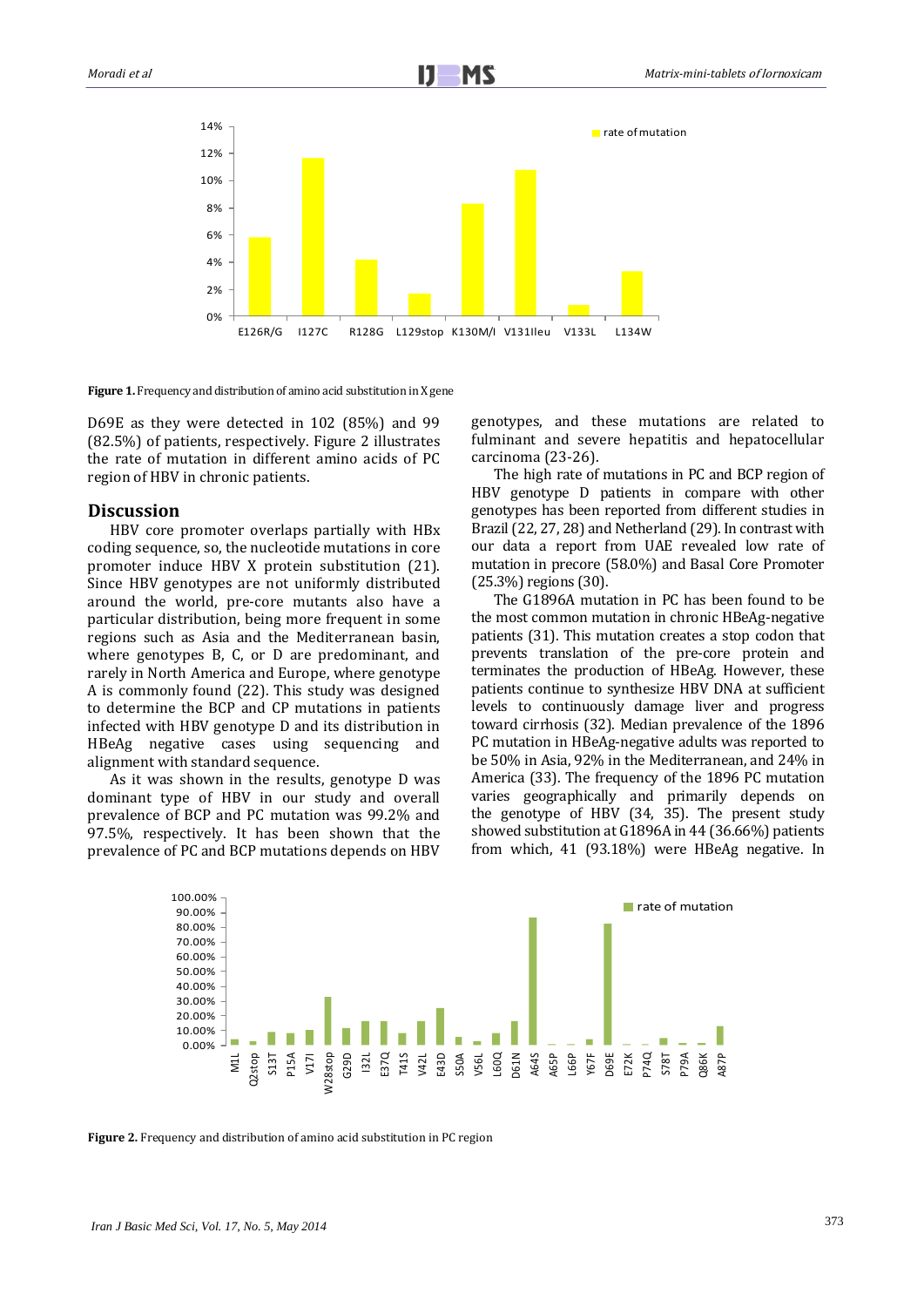Figure 1. Frequency and distribution of amino acid substitution in X gene

D69E as they were detected in 102 (85%) and 99 (82.5%) of patients, respectively. Figure 2 illustrates the rate of mutation in different amino acids of PC region of HBV in chronic patients.

## Discussion

HBV core promoter overlaps partially with HBx coding sequence, so, the nucleotide mutations in core promoter induce HBV X protein substitution (21). Since HBV genotypes are not uniformly distributed around the world, pre-core mutants also have a particular distribution, being more frequent in some regions such as Asia and the Mediterranean basin, where genotypes B, C, or D are predominant, and rarely in North America and Europe, where genotype A is commonly found (22). This study was designed to determine the BCP and CP mutations in patients infected with HBV genotype D and its distribution in HBeAg negative cases using sequencing and alignment with standard sequence.

As it was shown in the results, genotype D was dominant type of HBV in our study and overall prevalence of BCP and PC mutation was 99.2% and 97.5%, respectively. It has been shown that the prevalence of PC and BCP mutations depends on HBV genotypes, and these mutations are related to fulminant and severe hepatitis and hepatocellular carcinoma (23-26).

The high rate of mutations in PC and BCP region of HBV genotype D patients in compare with other genotypes has been reported from different studies in Brazil (22, 27, 28) and Netherland (29). In contrast with our data a report from UAE revealed low rate of mutation in precore (58.0%) and Basal Core Promoter (25.3%) regions (30).

The G1896A mutation in PC has been found to be the most common mutation in chronic HBeAg-negative patients (31). This mutation creates a stop codon that prevents translation of the pre-core protein and terminates the production of HBeAg. However, these patients continue to synthesize HBV DNA at sufficient levels to continuously damage liver and progress toward cirrhosis (32). Median prevalence of the 1896 PC mutation in HBeAg-negative adults was reported to be 50% in Asia, 92% in the Mediterranean, and 24% in America (33). The frequency of the 1896 PC mutation varies geographically and primarily depends on the genotype of HBV (34, 35). The present study showed substitution at G1896A in 44 (36.66%) patients from which, 41 (93.18%) were HBeAg negative. In

Figure 2. Frequency and distribution of amino acid substitution in PC region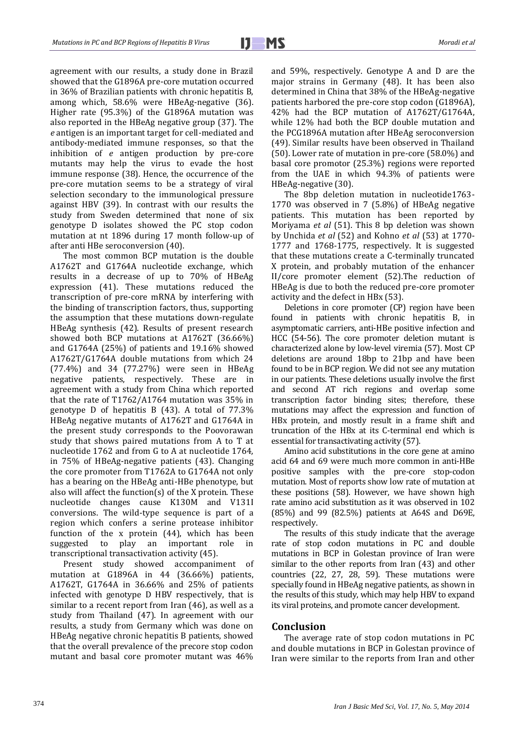agreement with our results, a study done in Brazil showed that the G1896A pre-core mutation occurred in 36% of Brazilian patients with chronic hepatitis B, among which, 58.6% were HBeAg-negative (36). Higher rate (95.3%) of the G1896A mutation was also reported in the HBeAg negative group (37). The *e* antigen is an important target for cell-mediated and antibody-mediated immune responses, so that the inhibition of *e* antigen production by pre-core mutants may help the virus to evade the host immune response (38). Hence, the occurrence of the pre-core mutation seems to be a strategy of viral selection secondary to the immunological pressure against HBV (39). In contrast with our results the study from Sweden determined that none of six genotype D isolates showed the PC stop codon mutation at nt 1896 during 17 month follow-up of after anti HBe seroconversion (40).

The most common BCP mutation is the double A1762T and G1764A nucleotide exchange, which results in a decrease of up to 70% of HBeAg expression (41). These mutations reduced the transcription of pre-core mRNA by interfering with the binding of transcription factors, thus, supporting the assumption that these mutations down-regulate HBeAg synthesis (42). Results of present research showed both BCP mutations at A1762T (36.66%) and G1764A (25%) of patients and 19.16% showed A1762T/G1764A double mutations from which 24 (77.4%) and 34 (77.27%) were seen in HBeAg negative patients, respectively. These are in agreement with a study from China which reported that the rate of T1762/A1764 mutation was 35% in genotype D of hepatitis B (43). A total of 77.3% HBeAg negative mutants of A1762T and G1764A in the present study corresponds to the Poovorawan study that shows paired mutations from A to T at nucleotide 1762 and from G to A at nucleotide 1764, in 75% of HBeAg-negative patients (43). Changing the core promoter from T1762A to G1764A not only has a bearing on the HBeAg anti-HBe phenotype, but also will affect the function(s) of the X protein. These nucleotide changes cause K130M and V131I conversions. The wild-type sequence is part of a region which confers a serine protease inhibitor function of the x protein (44), which has been suggested to play an important role in transcriptional transactivation activity (45).

Present study showed accompaniment of mutation at G1896A in 44 (36.66%) patients, A1762T, G1764A in 36.66% and 25% of patients infected with genotype D HBV respectively, that is similar to a recent report from Iran (46), as well as a study from Thailand (47). In agreement with our results, a study from Germany which was done on HBeAg negative chronic hepatitis B patients, showed that the overall prevalence of the precore stop codon mutant and basal core promoter mutant was 46% and 59%, respectively. Genotype A and D are the major strains in Germany (48). It has been also determined in China that 38% of the HBeAg-negative patients harbored the pre-core stop codon (G1896A), 42% had the BCP mutation of A1762T/G1764A, while 12% had both the BCP double mutation and the PCG1896A mutation after HBeAg seroconversion (49). Similar results have been observed in Thailand (50). Lower rate of mutation in pre-core (58.0%) and basal core promotor (25.3%) regions were reported from the UAE in which 94.3% of patients were HBeAg-negative (30).

The 8bp deletion mutation in nucleotide1763-1770 was observed in 7 (5.8%) of HBeAg negative patients. This mutation has been reported by Moriyama *et al* (51). This 8 bp deletion was shown by Unchida *et al* (52) and Kohno *et al* (53) at 1770-1777 and 1768-1775, respectively. It is suggested that these mutations create a C-terminally truncated X protein, and probably mutation of the enhancer II/core promoter element (52).The reduction of HBeAg is due to both the reduced pre-core promoter activity and the defect in HBx (53).

Deletions in core promoter (CP) region have been found in patients with chronic hepatitis B, in asymptomatic carriers, anti-HBe positive infection and HCC (54-56). The core promoter deletion mutant is characterized alone by low-level viremia (57). Most CP deletions are around 18bp to 21bp and have been found to be in BCP region. We did not see any mutation in our patients. These deletions usually involve the first and second AT rich regions and overlap some transcription factor binding sites; therefore, these mutations may affect the expression and function of HBx protein, and mostly result in a frame shift and truncation of the HBx at its C-terminal end which is essential for transactivating activity (57).

Amino acid substitutions in the core gene at amino acid 64 and 69 were much more common in anti-HBe positive samples with the pre-core stop-codon mutation. Most of reports show low rate of mutation at these positions (58). However, we have shown high rate amino acid substitution as it was observed in 102 (85%) and 99 (82.5%) patients at A64S and D69E, respectively.

The results of this study indicate that the average rate of stop codon mutations in PC and double mutations in BCP in Golestan province of Iran were similar to the other reports from Iran (43) and other countries (22, 27, 28, 59). These mutations were specially found in HBeAg negative patients, as shown in the results of this study, which may help HBV to expand its viral proteins, and promote cancer development.

## Conclusion

The average rate of stop codon mutations in PC and double mutations in BCP in Golestan province of Iran were similar to the reports from Iran and other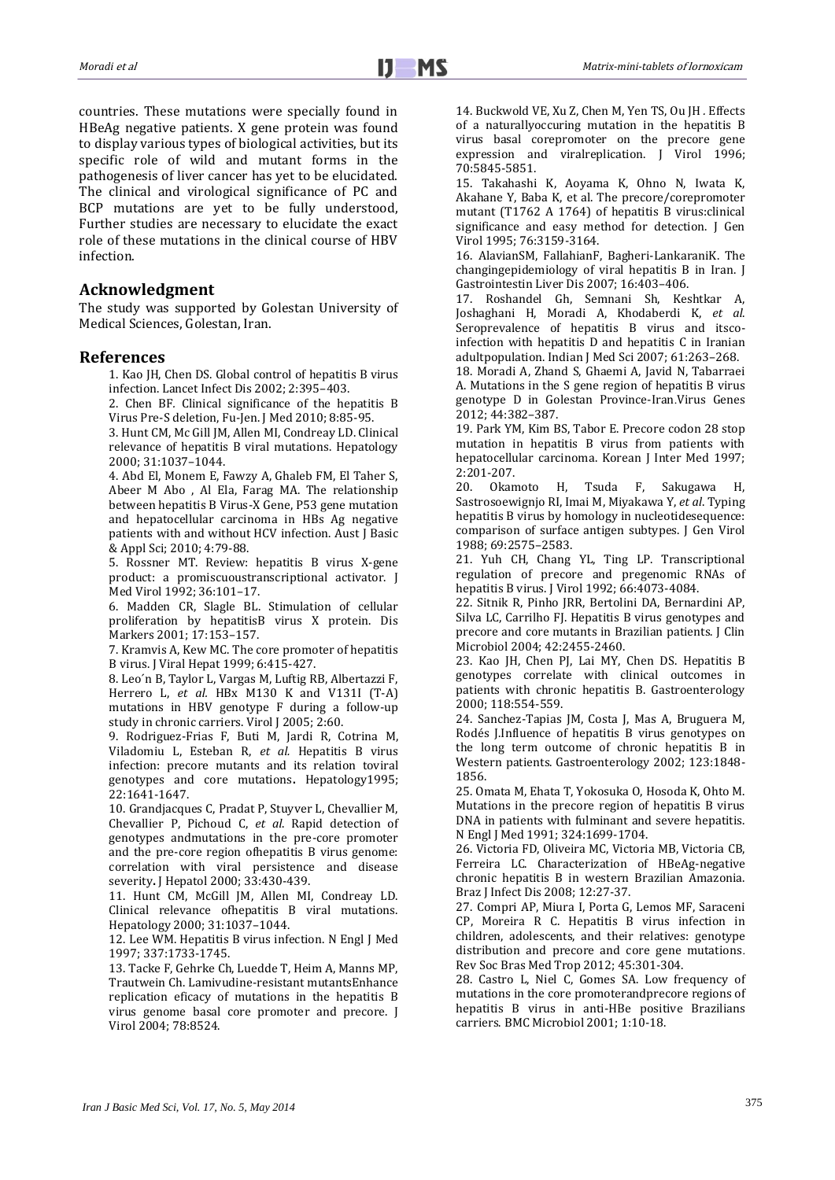countries. These mutations were specially found in HBeAg negative patients. X gene protein was found to display various types of biological activities, but its specific role of wild and mutant forms in the pathogenesis of liver cancer has yet to be elucidated. The clinical and virological significance of PC and BCP mutations are yet to be fully understood, Further studies are necessary to elucidate the exact role of these mutations in the clinical course of HBV infection.

## Acknowledgment

The study was supported by Golestan University of Medical Sciences, Golestan, Iran.

## References

1. Kao JH, Chen DS. Global control of hepatitis B virus infection. Lancet Infect Dis 2002; 2:395–403.
2. Chen BF. Clinical significance of the hepatitis B Virus Pre-S deletion, Fu-Jen. J Med 2010; 8:85-95.
3. Hunt CM, Mc Gill JM, Allen MI, Condreay LD. Clinical relevance of hepatitis B viral mutations. Hepatology 2000; 31:1037–1044.
4. Abd El, Monem E, Fawzy A, Ghaleb FM, El Taher S, Abeer M Abo , Al Ela, Farag MA. The relationship between hepatitis B Virus-X Gene, P53 gene mutation and hepatocellular carcinoma in HBs Ag negative patients with and without HCV infection. Aust J Basic & Appl Sci; 2010; 4:79-88.
5. Rossner MT. Review: hepatitis B virus X-gene product: a promiscuoustranscriptional activator. J Med Virol 1992; 36:101–17.
6. Madden CR, Slagle BL. Stimulation of cellular proliferation by hepatitisB virus X protein. Dis Markers 2001; 17:153–157.
7. Kramvis A, Kew MC. The core promoter of hepatitis B virus. J Viral Hepat 1999; 6:415-427.
8. Leo´n B, Taylor L, Vargas M, Luftig RB, Albertazzi F, Herrero L, *et al.* HBx M130 K and V131I (T-A) mutations in HBV genotype F during a follow-up study in chronic carriers. Virol J 2005; 2:60.
9. Rodriguez-Frias F, Buti M, Jardi R, Cotrina M, Viladomiu L, Esteban R, *et al.* Hepatitis B virus infection: precore mutants and its relation toviral genotypes and core mutations. Hepatology1995; 22:1641-1647.
10. Grandjacques C, Pradat P, Stuyver L, Chevallier M, Chevallier P, Pichoud C, *et al.* Rapid detection of genotypes andmutations in the pre-core promoter and the pre-core region ofhepatitis B virus genome: correlation with viral persistence and disease severity. J Hepatol 2000; 33:430-439.
11. Hunt CM, McGill JM, Allen MI, Condreay LD. Clinical relevance ofhepatitis B viral mutations. Hepatology 2000; 31:1037–1044.
12. Lee WM. Hepatitis B virus infection. N Engl J Med 1997; 337:1733-1745.
13. Tacke F, Gehrke Ch, Luedde T, Heim A, Manns MP, Trautwein Ch. Lamivudine-resistant mutantsEnhance replication eficacy of mutations in the hepatitis B virus genome basal core promoter and precore. J Virol 2004; 78:8524.
14. Buckwold VE, Xu Z, Chen M, Yen TS, Ou JH . Effects of a naturallyoccuring mutation in the hepatitis B virus basal corepromoter on the precore gene expression and viralreplication. J Virol 1996; 70:5845-5851.
15. Takahashi K, Aoyama K, Ohno N, Iwata K, Akahane Y, Baba K, et al. The precore/corepromoter mutant (T1762 A 1764) of hepatitis B virus:clinical significance and easy method for detection. J Gen Virol 1995; 76:3159-3164.
16. AlavianSM, FallahianF, Bagheri-LankaraniK. The changingepidemiology of viral hepatitis B in Iran. J Gastrointestin Liver Dis 2007; 16:403–406.
17. Roshandel Gh, Semnani Sh, Keshtkar A, Joshaghani H, Moradi A, Khodaberdi K, *et al.* Seroprevalence of hepatitis B virus and itsco-infection with hepatitis D and hepatitis C in Iranian adultpopulation. Indian J Med Sci 2007; 61:263–268.
18. Moradi A, Zhand S, Ghaemi A, Javid N, Tabarraei A. Mutations in the S gene region of hepatitis B virus genotype D in Golestan Province-Iran.Virus Genes 2012; 44:382–387.
19. Park YM, Kim BS, Tabor E. Precore codon 28 stop mutation in hepatitis B virus from patients with hepatocellular carcinoma. Korean J Inter Med 1997; 2:201-207.
20. Okamoto H, Tsuda F, Sakugawa H, Sastrosoewignjo RI, Imai M, Miyakawa Y, *et al.* Typing hepatitis B virus by homology in nucleotidesequence: comparison of surface antigen subtypes. J Gen Virol 1988; 69:2575–2583.
21. Yuh CH, Chang YL, Ting LP. Transcriptional regulation of precore and pregenomic RNAs of hepatitis B virus. J Virol 1992; 66:4073-4084.
22. Sitnik R, Pinho JRR, Bertolini DA, Bernardini AP, Silva LC, Carrilho FJ. Hepatitis B virus genotypes and precore and core mutants in Brazilian patients. J Clin Microbiol 2004; 42:2455-2460.
23. Kao JH, Chen PJ, Lai MY, Chen DS. Hepatitis B genotypes correlate with clinical outcomes in patients with chronic hepatitis B. Gastroenterology 2000; 118:554-559.
24. Sanchez-Tapias JM, Costa J, Mas A, Bruguera M, Rodés J.Influence of hepatitis B virus genotypes on the long term outcome of chronic hepatitis B in Western patients. Gastroenterology 2002; 123:1848-1856.
25. Omata M, Ehata T, Yokosuka O, Hosoda K, Ohto M. Mutations in the precore region of hepatitis B virus DNA in patients with fulminant and severe hepatitis. N Engl J Med 1991; 324:1699-1704.
26. Victoria FD, Oliveira MC, Victoria MB, Victoria CB, Ferreira LC. Characterization of HBeAg-negative chronic hepatitis B in western Brazilian Amazonia. Braz J Infect Dis 2008; 12:27-37.
27. Compri AP, Miura I, Porta G, Lemos MF, Saraceni CP, Moreira R C. Hepatitis B virus infection in children, adolescents, and their relatives: genotype distribution and precore and core gene mutations. Rev Soc Bras Med Trop 2012; 45:301-304.
28. Castro L, Niel C, Gomes SA. Low frequency of mutations in the core promoterandprecore regions of hepatitis B virus in anti-HBe positive Brazilians carriers. BMC Microbiol 2001; 1:10-18.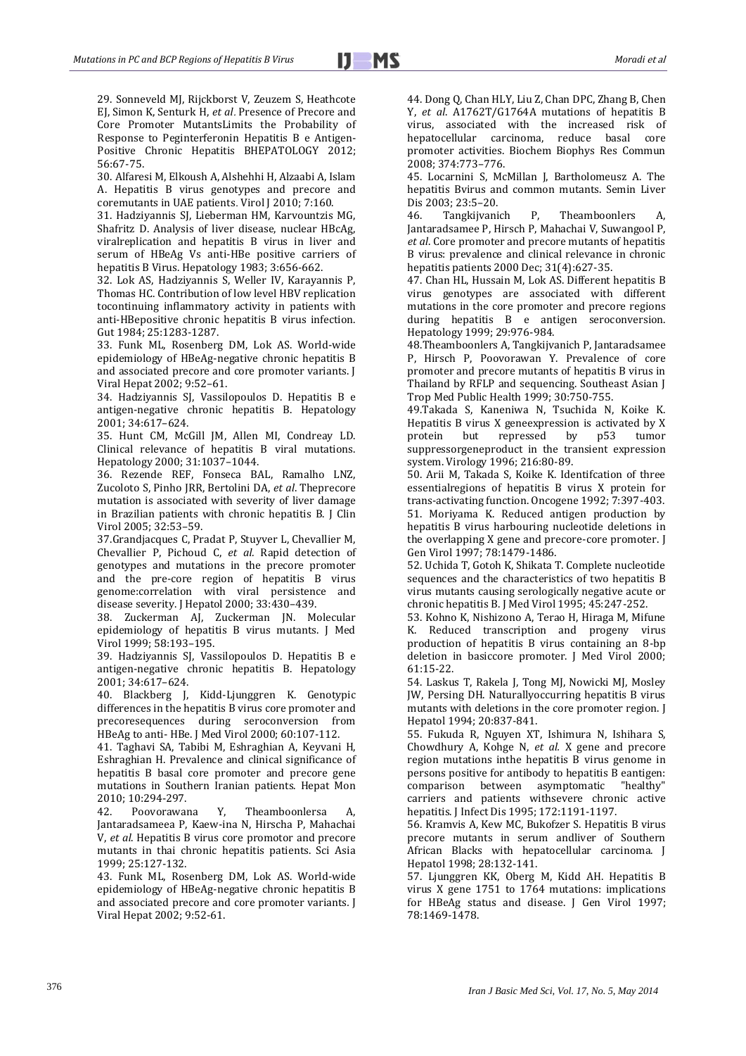29. Sonneveld MJ, Rijckborst V, Zeuzem S, Heathcote EJ, Simon K, Senturk H, *et al*. Presence of Precore and Core Promoter MutantsLimits the Probability of Response to Peginterferonin Hepatitis B e Antigen-Positive Chronic Hepatitis BHEPATOLOGY 2012; 56:67-75.

30. Alfaresi M, Elkoush A, Alshehhi H, Alzaabi A, Islam A. Hepatitis B virus genotypes and precore and coremutants in UAE patients. Virol J 2010; 7:160.

31. Hadziyannis SJ, Lieberman HM, Karvountzis MG, Shafritz D. Analysis of liver disease, nuclear HBcAg, viralreplication and hepatitis B virus in liver and serum of HBeAg Vs anti-HBe positive carriers of hepatitis B Virus. Hepatology 1983; 3:656-662.

32. Lok AS, Hadziyannis S, Weller IV, Karayannis P, Thomas HC. Contribution of low level HBV replication tocontinuing inflammatory activity in patients with anti-HBepositive chronic hepatitis B virus infection. Gut 1984; 25:1283-1287.

33. Funk ML, Rosenberg DM, Lok AS. World-wide epidemiology of HBeAg-negative chronic hepatitis B and associated precore and core promoter variants. J Viral Hepat 2002; 9:52–61.

34. Hadziyannis SJ, Vassilopoulos D. Hepatitis B e antigen-negative chronic hepatitis B. Hepatology 2001; 34:617–624.

35. Hunt CM, McGill JM, Allen MI, Condreay LD. Clinical relevance of hepatitis B viral mutations. Hepatology 2000; 31:1037–1044.

36. Rezende REF, Fonseca BAL, Ramalho LNZ, Zucoloto S, Pinho JRR, Bertolini DA, *et al*. Theprecore mutation is associated with severity of liver damage in Brazilian patients with chronic hepatitis B. J Clin Virol 2005; 32:53–59.

37.Grandjacques C, Pradat P, Stuyver L, Chevallier M, Chevallier P, Pichoud C, *et al.* Rapid detection of genotypes and mutations in the precore promoter and the pre-core region of hepatitis B virus genome:correlation with viral persistence and disease severity. J Hepatol 2000; 33:430–439.

38. Zuckerman AJ, Zuckerman JN. Molecular epidemiology of hepatitis B virus mutants. J Med Virol 1999; 58:193–195.

39. Hadziyannis SJ, Vassilopoulos D. Hepatitis B e antigen-negative chronic hepatitis B. Hepatology 2001; 34:617–624.

40. Blackberg J, Kidd-Ljunggren K. Genotypic differences in the hepatitis B virus core promoter and precoresequences during seroconversion from HBeAg to anti- HBe. J Med Virol 2000; 60:107-112.

41. Taghavi SA, Tabibi M, Eshraghian A, Keyvani H, Eshraghian H. Prevalence and clinical significance of hepatitis B basal core promoter and precore gene mutations in Southern Iranian patients. Hepat Mon 2010; 10:294-297.

42. Poovorawana Y, Theamboonlersa A, Jantaradsameea P, Kaew-ina N, Hirscha P, Mahachai V, *et al.* Hepatitis B virus core promotor and precore mutants in thai chronic hepatitis patients. Sci Asia 1999; 25:127-132.

43. Funk ML, Rosenberg DM, Lok AS. World-wide epidemiology of HBeAg-negative chronic hepatitis B and associated precore and core promoter variants. J Viral Hepat 2002; 9:52-61.

44. Dong Q, Chan HLY, Liu Z, Chan DPC, Zhang B, Chen Y, *et al*. A1762T/G1764A mutations of hepatitis B virus, associated with the increased risk of hepatocellular carcinoma, reduce basal core promoter activities. Biochem Biophys Res Commun 2008; 374:773–776.

45. Locarnini S, McMillan J, Bartholomeusz A. The hepatitis Bvirus and common mutants. Semin Liver Dis 2003; 23:5–20.

46. Tangkijvanich P, Theamboonlers A, Jantaradsamee P, Hirsch P, Mahachai V, Suwangool P, *et al*. Core promoter and precore mutants of hepatitis B virus: prevalence and clinical relevance in chronic hepatitis patients 2000 Dec; 31(4):627-35.

47. Chan HL, Hussain M, Lok AS. Different hepatitis B virus genotypes are associated with different mutations in the core promoter and precore regions during hepatitis B e antigen seroconversion. Hepatology 1999; 29:976-984.

48.Theamboonlers A, Tangkijvanich P, Jantaradsamee P, Hirsch P, Poovorawan Y. Prevalence of core promoter and precore mutants of hepatitis B virus in Thailand by RFLP and sequencing. Southeast Asian J Trop Med Public Health 1999; 30:750-755.

49.Takada S, Kaneniwa N, Tsuchida N, Koike K. Hepatitis B virus X geneexpression is activated by X protein but repressed by p53 tumor suppressorgeneproduct in the transient expression system. Virology 1996; 216:80-89.

50. Arii M, Takada S, Koike K. Identifcation of three essentialregions of hepatitis B virus X protein for trans-activating function. Oncogene 1992; 7:397-403.

51. Moriyama K. Reduced antigen production by hepatitis B virus harbouring nucleotide deletions in the overlapping X gene and precore-core promoter. J Gen Virol 1997; 78:1479-1486.

52. Uchida T, Gotoh K, Shikata T. Complete nucleotide sequences and the characteristics of two hepatitis B virus mutants causing serologically negative acute or chronic hepatitis B. J Med Virol 1995; 45:247-252.

53. Kohno K, Nishizono A, Terao H, Hiraga M, Mifune K. Reduced transcription and progeny virus production of hepatitis B virus containing an 8-bp deletion in basiccore promoter. J Med Virol 2000; 61:15-22.

54. Laskus T, Rakela J, Tong MJ, Nowicki MJ, Mosley JW, Persing DH. Naturallyoccurring hepatitis B virus mutants with deletions in the core promoter region. J Hepatol 1994; 20:837-841.

55. Fukuda R, Nguyen XT, Ishimura N, Ishihara S, Chowdhury A, Kohge N, *et al.* X gene and precore region mutations inthe hepatitis B virus genome in persons positive for antibody to hepatitis B eantigen: comparison between asymptomatic "healthy" carriers and patients withsevere chronic active hepatitis. J Infect Dis 1995; 172:1191-1197.

56. Kramvis A, Kew MC, Bukofzer S. Hepatitis B virus precore mutants in serum andliver of Southern African Blacks with hepatocellular carcinoma. J Hepatol 1998; 28:132-141.

57. Ljunggren KK, Oberg M, Kidd AH. Hepatitis B virus X gene 1751 to 1764 mutations: implications for HBeAg status and disease. J Gen Virol 1997; 78:1469-1478.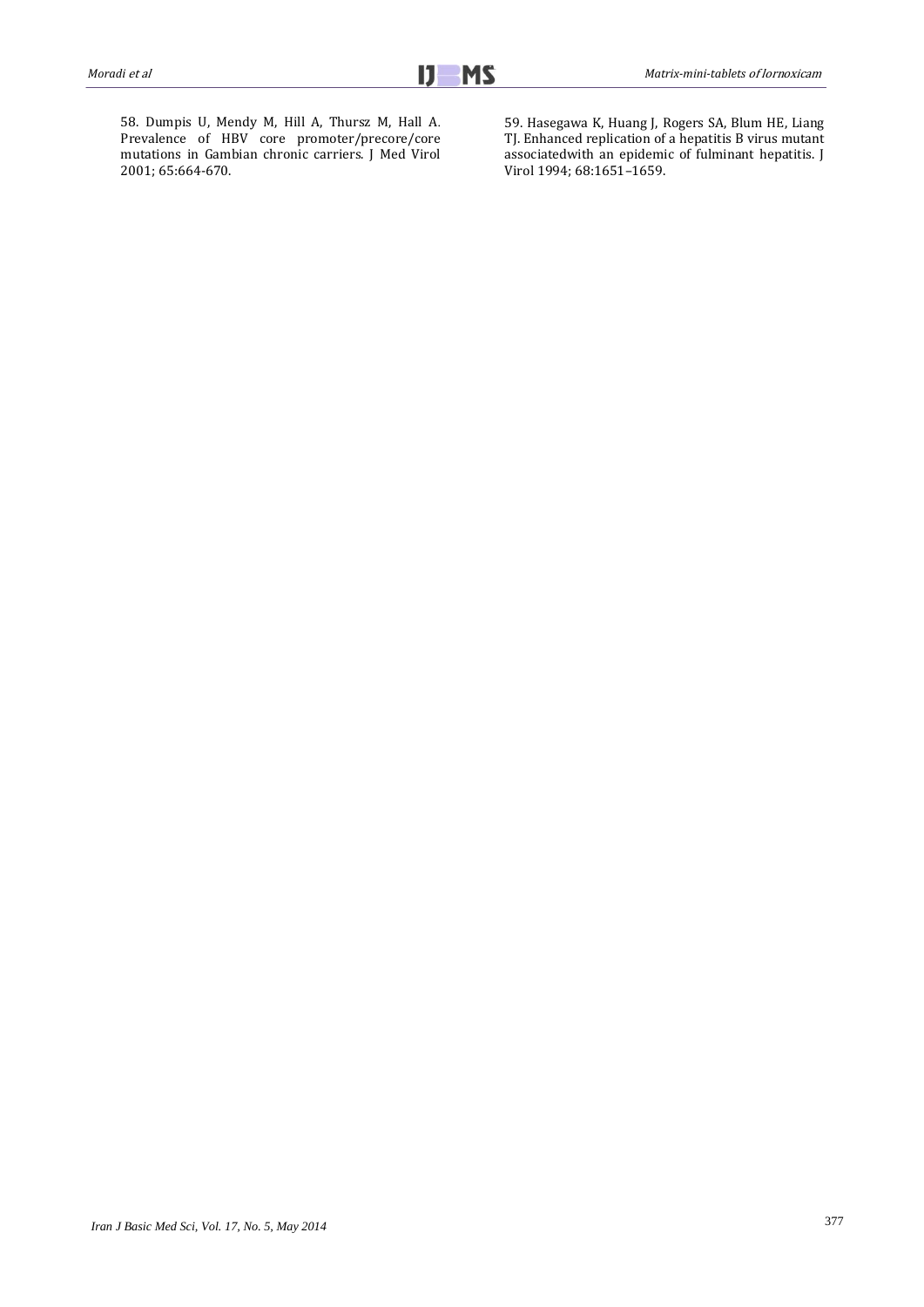58. Dumpis U, Mendy M, Hill A, Thursz M, Hall A. Prevalence of HBV core promoter/precore/core mutations in Gambian chronic carriers. J Med Virol 2001; 65:664-670.

59. Hasegawa K, Huang J, Rogers SA, Blum HE, Liang TJ. Enhanced replication of a hepatitis B virus mutant associatedwith an epidemic of fulminant hepatitis. J Virol 1994; 68:1651–1659.